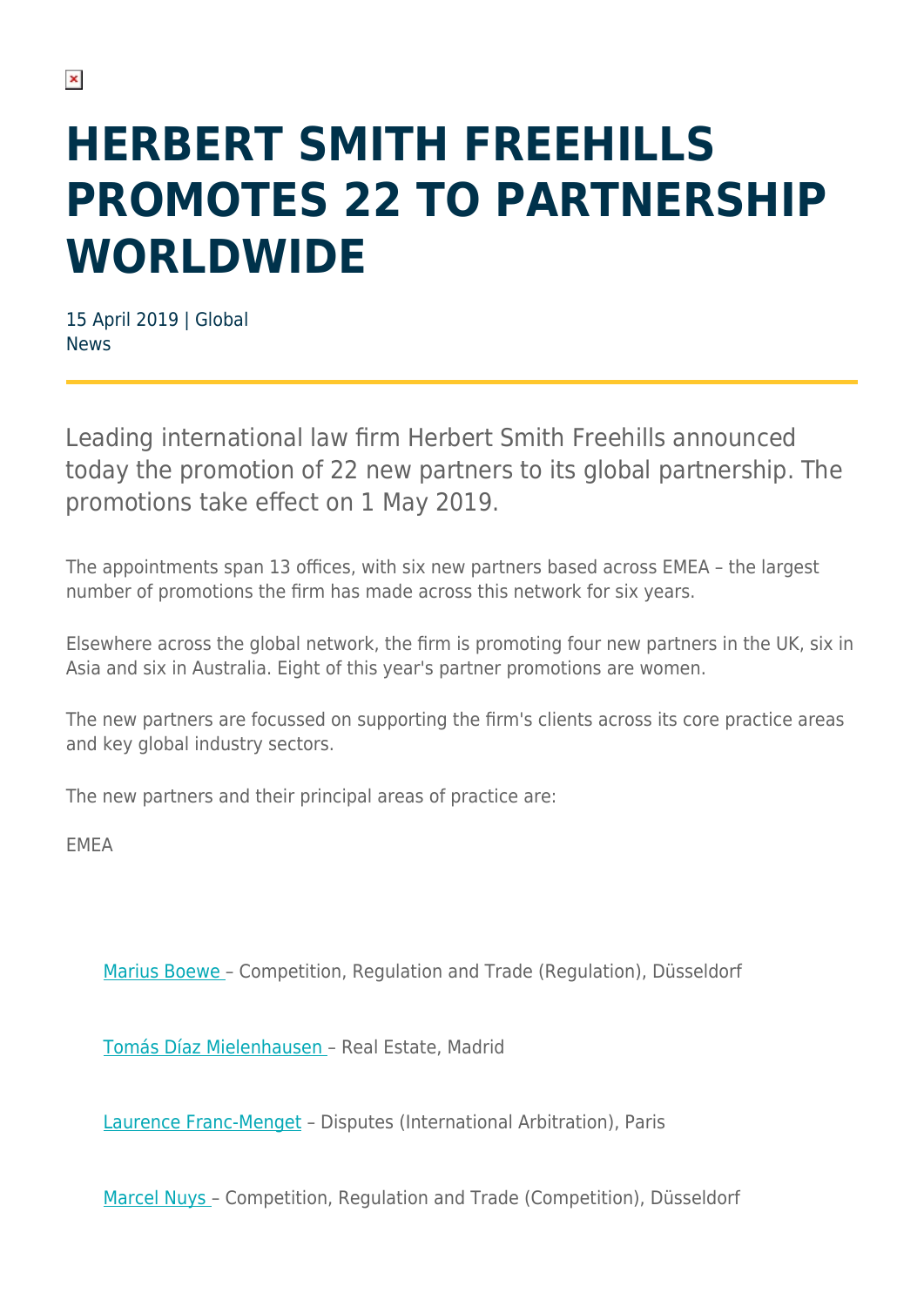# HERBERT SMITH FREEHILLS PROMOTES 22 TO PARTNERSHIP WORLDWIDE

15 April 2019 | Global
News

Leading international law firm Herbert Smith Freehills announced today the promotion of 22 new partners to its global partnership. The promotions take effect on 1 May 2019.

The appointments span 13 offices, with six new partners based across EMEA – the largest number of promotions the firm has made across this network for six years.

Elsewhere across the global network, the firm is promoting four new partners in the UK, six in Asia and six in Australia. Eight of this year's partner promotions are women.

The new partners are focussed on supporting the firm's clients across its core practice areas and key global industry sectors.

The new partners and their principal areas of practice are:

EMEA

- Marius Boewe – Competition, Regulation and Trade (Regulation), Düsseldorf
- Tomás Díaz Mielenhausen – Real Estate, Madrid
- Laurence Franc-Menget – Disputes (International Arbitration), Paris
- Marcel Nuys – Competition, Regulation and Trade (Competition), Düsseldorf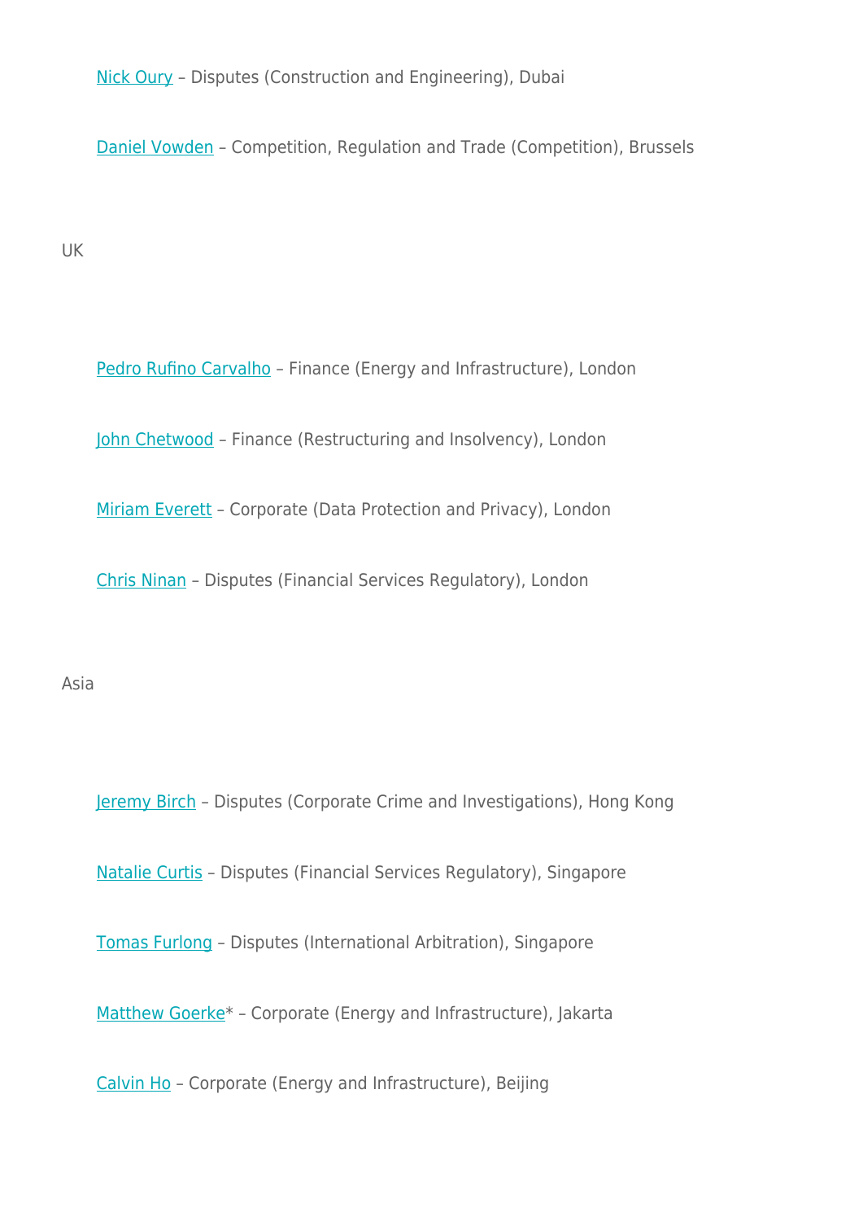Nick Oury – Disputes (Construction and Engineering), Dubai

Daniel Vowden – Competition, Regulation and Trade (Competition), Brussels

UK

Pedro Rufino Carvalho – Finance (Energy and Infrastructure), London

John Chetwood – Finance (Restructuring and Insolvency), London

Miriam Everett – Corporate (Data Protection and Privacy), London

Chris Ninan – Disputes (Financial Services Regulatory), London

Asia

Jeremy Birch – Disputes (Corporate Crime and Investigations), Hong Kong

Natalie Curtis – Disputes (Financial Services Regulatory), Singapore

Tomas Furlong – Disputes (International Arbitration), Singapore

Matthew Goerke* – Corporate (Energy and Infrastructure), Jakarta

Calvin Ho – Corporate (Energy and Infrastructure), Beijing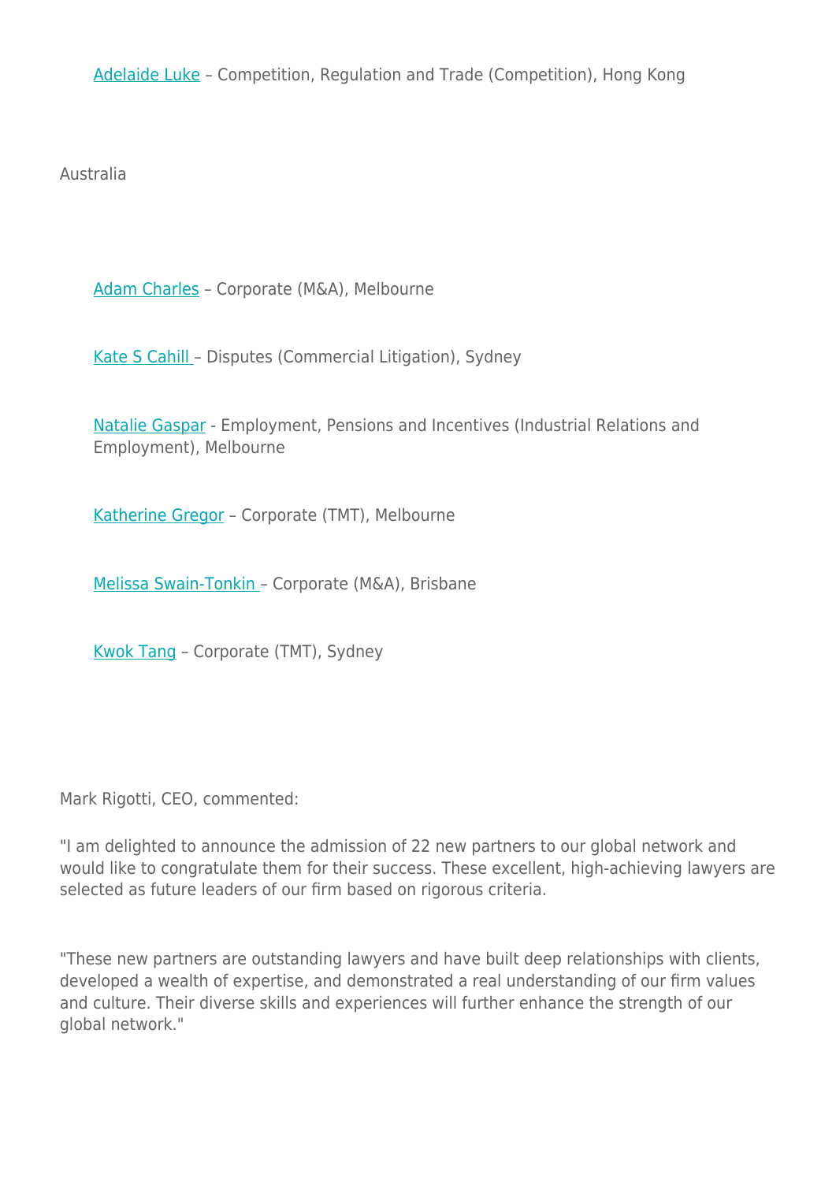- Adelaide Luke – Competition, Regulation and Trade (Competition), Hong Kong

Australia

- Adam Charles – Corporate (M&A), Melbourne
- Kate S Cahill – Disputes (Commercial Litigation), Sydney
- Natalie Gaspar - Employment, Pensions and Incentives (Industrial Relations and Employment), Melbourne
- Katherine Gregor – Corporate (TMT), Melbourne
- Melissa Swain-Tonkin – Corporate (M&A), Brisbane
- Kwok Tang – Corporate (TMT), Sydney

Mark Rigotti, CEO, commented:

"I am delighted to announce the admission of 22 new partners to our global network and would like to congratulate them for their success. These excellent, high-achieving lawyers are selected as future leaders of our firm based on rigorous criteria.

"These new partners are outstanding lawyers and have built deep relationships with clients, developed a wealth of expertise, and demonstrated a real understanding of our firm values and culture. Their diverse skills and experiences will further enhance the strength of our global network."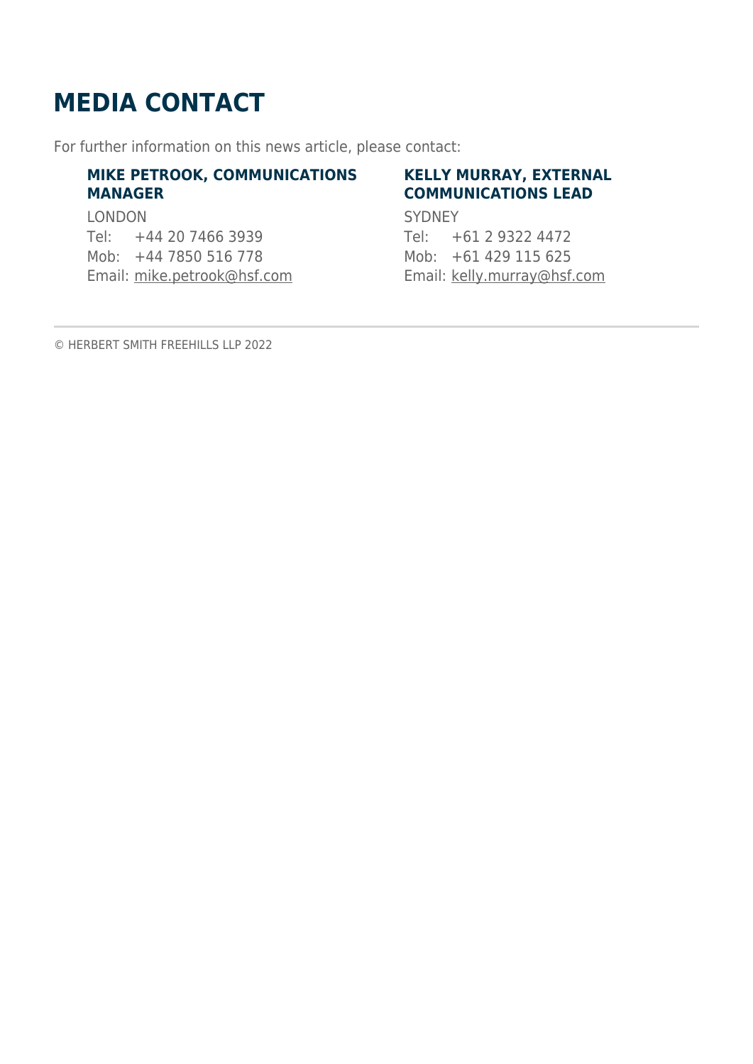# MEDIA CONTACT

For further information on this news article, please contact:

### MIKE PETROOK, COMMUNICATIONS MANAGER

LONDON
Tel: +44 20 7466 3939
Mob: +44 7850 516 778
Email: mike.petrook@hsf.com

### KELLY MURRAY, EXTERNAL COMMUNICATIONS LEAD

SYDNEY
Tel: +61 2 9322 4472
Mob: +61 429 115 625
Email: kelly.murray@hsf.com

---

© HERBERT SMITH FREEHILLS LLP 2022